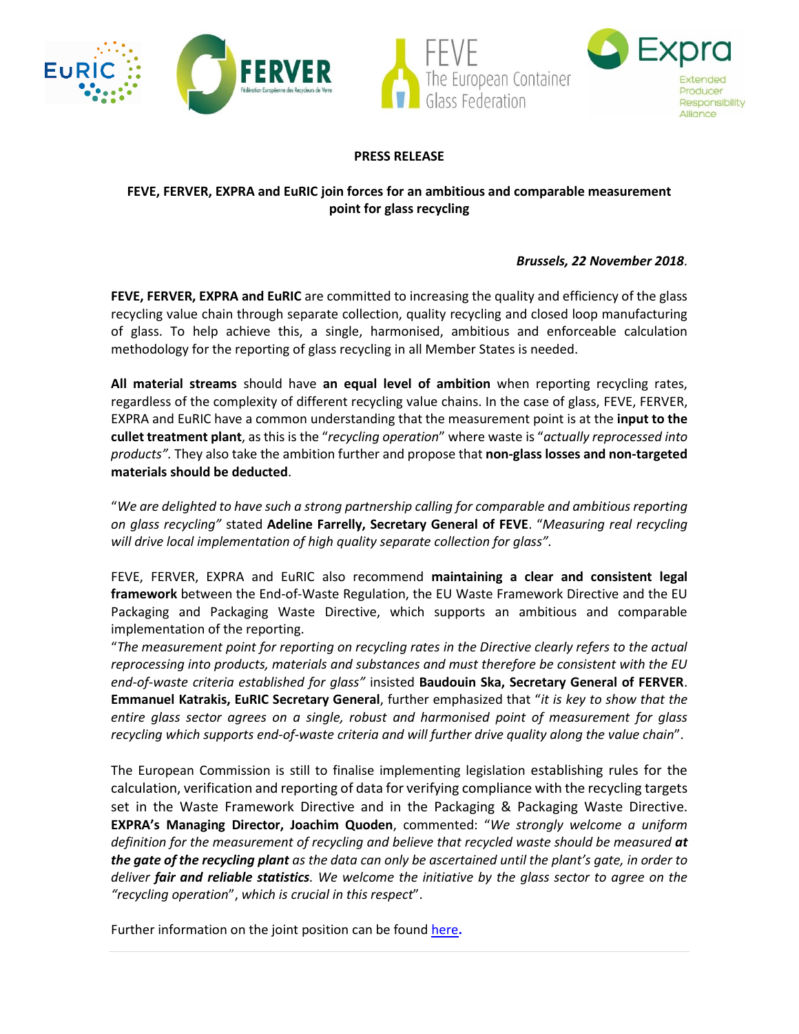**PRESS RELEASE**

**FEVE, FERVER, EXPRA and EuRIC join forces for an ambitious and comparable measurement point for glass recycling**

***Brussels, 22 November 2018***.

**FEVE, FERVER, EXPRA and EuRIC** are committed to increasing the quality and efficiency of the glass recycling value chain through separate collection, quality recycling and closed loop manufacturing of glass. To help achieve this, a single, harmonised, ambitious and enforceable calculation methodology for the reporting of glass recycling in all Member States is needed.

**All material streams** should have **an equal level of ambition** when reporting recycling rates, regardless of the complexity of different recycling value chains. In the case of glass, FEVE, FERVER, EXPRA and EuRIC have a common understanding that the measurement point is at the **input to the cullet treatment plant**, as this is the "*recycling operation*" where waste is "*actually reprocessed into products".* They also take the ambition further and propose that **non-glass losses and non-targeted materials should be deducted**.

"*We are delighted to have such a strong partnership calling for comparable and ambitious reporting on glass recycling"* stated **Adeline Farrelly, Secretary General of FEVE**. "*Measuring real recycling will drive local implementation of high quality separate collection for glass".*

FEVE, FERVER, EXPRA and EuRIC also recommend **maintaining a clear and consistent legal framework** between the End-of-Waste Regulation, the EU Waste Framework Directive and the EU Packaging and Packaging Waste Directive, which supports an ambitious and comparable implementation of the reporting.

"*The measurement point for reporting on recycling rates in the Directive clearly refers to the actual reprocessing into products, materials and substances and must therefore be consistent with the EU end-of-waste criteria established for glass"* insisted **Baudouin Ska, Secretary General of FERVER**. **Emmanuel Katrakis, EuRIC Secretary General**, further emphasized that "*it is key to show that the entire glass sector agrees on a single, robust and harmonised point of measurement for glass recycling which supports end-of-waste criteria and will further drive quality along the value chain*".

The European Commission is still to finalise implementing legislation establishing rules for the calculation, verification and reporting of data for verifying compliance with the recycling targets set in the Waste Framework Directive and in the Packaging & Packaging Waste Directive. **EXPRA's Managing Director, Joachim Quoden**, commented: "*We strongly welcome a uniform definition for the measurement of recycling and believe that recycled waste should be measured* ***at the gate of the recycling plant*** *as the data can only be ascertained until the plant's gate, in order to deliver* ***fair and reliable statistics****. We welcome the initiative by the glass sector to agree on the "recycling operation*", *which is crucial in this respect*".

Further information on the joint position can be found here**.**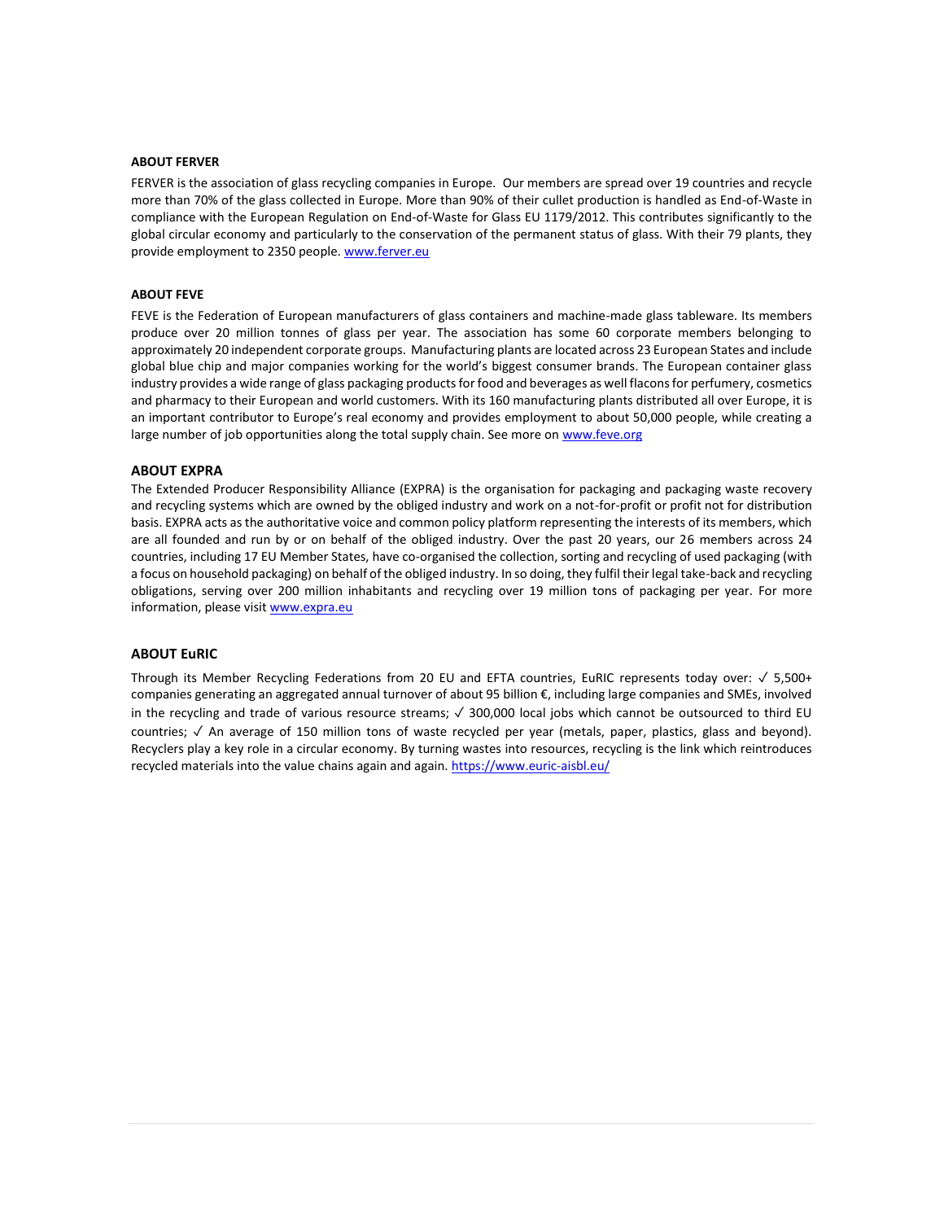**ABOUT FERVER**

FERVER is the association of glass recycling companies in Europe. Our members are spread over 19 countries and recycle more than 70% of the glass collected in Europe. More than 90% of their cullet production is handled as End-of-Waste in compliance with the European Regulation on End-of-Waste for Glass EU 1179/2012. This contributes significantly to the global circular economy and particularly to the conservation of the permanent status of glass. With their 79 plants, they provide employment to 2350 people. [www.ferver.eu](www.ferver.eu)

**ABOUT FEVE**

FEVE is the Federation of European manufacturers of glass containers and machine-made glass tableware. Its members produce over 20 million tonnes of glass per year. The association has some 60 corporate members belonging to approximately 20 independent corporate groups. Manufacturing plants are located across 23 European States and include global blue chip and major companies working for the world's biggest consumer brands. The European container glass industry provides a wide range of glass packaging products for food and beverages as well flacons for perfumery, cosmetics and pharmacy to their European and world customers. With its 160 manufacturing plants distributed all over Europe, it is an important contributor to Europe's real economy and provides employment to about 50,000 people, while creating a large number of job opportunities along the total supply chain. See more on [www.feve.org](www.feve.org)

**ABOUT EXPRA**

The Extended Producer Responsibility Alliance (EXPRA) is the organisation for packaging and packaging waste recovery and recycling systems which are owned by the obliged industry and work on a not-for-profit or profit not for distribution basis. EXPRA acts as the authoritative voice and common policy platform representing the interests of its members, which are all founded and run by or on behalf of the obliged industry. Over the past 20 years, our 26 members across 24 countries, including 17 EU Member States, have co-organised the collection, sorting and recycling of used packaging (with a focus on household packaging) on behalf of the obliged industry. In so doing, they fulfil their legal take-back and recycling obligations, serving over 200 million inhabitants and recycling over 19 million tons of packaging per year. For more information, please visit [www.expra.eu](www.expra.eu)

**ABOUT EuRIC**

Through its Member Recycling Federations from 20 EU and EFTA countries, EuRIC represents today over: ✓ 5,500+ companies generating an aggregated annual turnover of about 95 billion €, including large companies and SMEs, involved in the recycling and trade of various resource streams; ✓ 300,000 local jobs which cannot be outsourced to third EU countries; ✓ An average of 150 million tons of waste recycled per year (metals, paper, plastics, glass and beyond). Recyclers play a key role in a circular economy. By turning wastes into resources, recycling is the link which reintroduces recycled materials into the value chains again and again. [https://www.euric-aisbl.eu/](https://www.euric-aisbl.eu/)